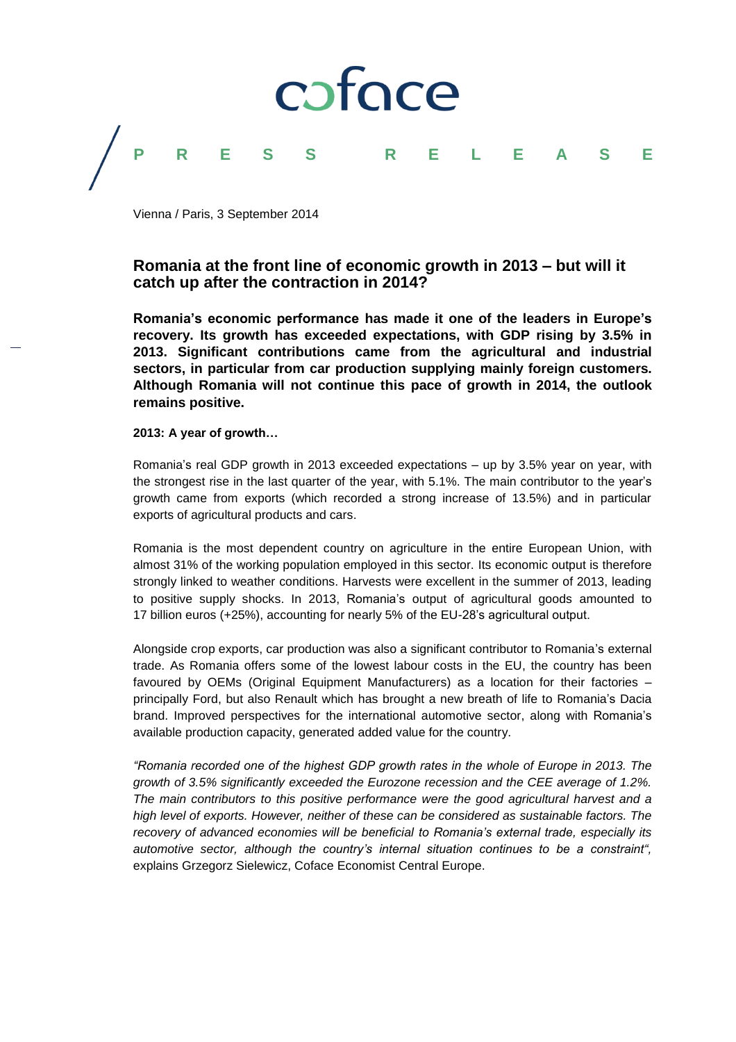coface

PRESS RELEASE

Vienna / Paris, 3 September 2014

## Romania at the front line of economic growth in 2013 – but will it catch up after the contraction in 2014?

**Romania's economic performance has made it one of the leaders in Europe's recovery. Its growth has exceeded expectations, with GDP rising by 3.5% in 2013. Significant contributions came from the agricultural and industrial sectors, in particular from car production supplying mainly foreign customers. Although Romania will not continue this pace of growth in 2014, the outlook remains positive.**

**2013: A year of growth…**

Romania's real GDP growth in 2013 exceeded expectations – up by 3.5% year on year, with the strongest rise in the last quarter of the year, with 5.1%. The main contributor to the year's growth came from exports (which recorded a strong increase of 13.5%) and in particular exports of agricultural products and cars.

Romania is the most dependent country on agriculture in the entire European Union, with almost 31% of the working population employed in this sector. Its economic output is therefore strongly linked to weather conditions. Harvests were excellent in the summer of 2013, leading to positive supply shocks. In 2013, Romania's output of agricultural goods amounted to 17 billion euros (+25%), accounting for nearly 5% of the EU-28's agricultural output.

Alongside crop exports, car production was also a significant contributor to Romania's external trade. As Romania offers some of the lowest labour costs in the EU, the country has been favoured by OEMs (Original Equipment Manufacturers) as a location for their factories – principally Ford, but also Renault which has brought a new breath of life to Romania's Dacia brand. Improved perspectives for the international automotive sector, along with Romania's available production capacity, generated added value for the country.

*"Romania recorded one of the highest GDP growth rates in the whole of Europe in 2013. The growth of 3.5% significantly exceeded the Eurozone recession and the CEE average of 1.2%. The main contributors to this positive performance were the good agricultural harvest and a high level of exports. However, neither of these can be considered as sustainable factors. The recovery of advanced economies will be beneficial to Romania's external trade, especially its automotive sector, although the country's internal situation continues to be a constraint",* explains Grzegorz Sielewicz, Coface Economist Central Europe.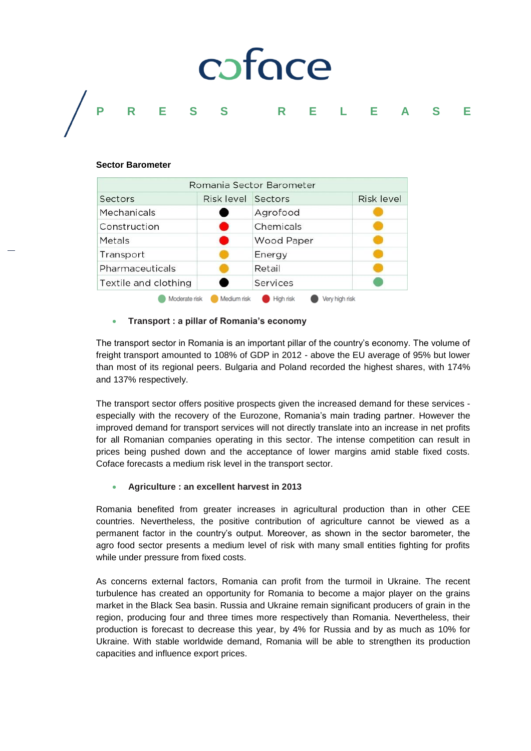**Sector Barometer**

| Romania Sector Barometer | | | |
|---|---|---|---|
| Sectors | Risk level | Sectors | Risk level |
| Mechanicals | Very high risk | Agrofood | Medium risk |
| Construction | High risk | Chemicals | Medium risk |
| Metals | High risk | Wood Paper | Medium risk |
| Transport | Medium risk | Energy | Medium risk |
| Pharmaceuticals | Medium risk | Retail | Medium risk |
| Textile and clothing | Very high risk | Services | Moderate risk |

Moderate risk · Medium risk · High risk · Very high risk

- **Transport : a pillar of Romania's economy**

The transport sector in Romania is an important pillar of the country's economy. The volume of freight transport amounted to 108% of GDP in 2012 - above the EU average of 95% but lower than most of its regional peers. Bulgaria and Poland recorded the highest shares, with 174% and 137% respectively.

The transport sector offers positive prospects given the increased demand for these services - especially with the recovery of the Eurozone, Romania's main trading partner. However the improved demand for transport services will not directly translate into an increase in net profits for all Romanian companies operating in this sector. The intense competition can result in prices being pushed down and the acceptance of lower margins amid stable fixed costs. Coface forecasts a medium risk level in the transport sector.

- **Agriculture : an excellent harvest in 2013**

Romania benefited from greater increases in agricultural production than in other CEE countries. Nevertheless, the positive contribution of agriculture cannot be viewed as a permanent factor in the country's output. Moreover, as shown in the sector barometer, the agro food sector presents a medium level of risk with many small entities fighting for profits while under pressure from fixed costs.

As concerns external factors, Romania can profit from the turmoil in Ukraine. The recent turbulence has created an opportunity for Romania to become a major player on the grains market in the Black Sea basin. Russia and Ukraine remain significant producers of grain in the region, producing four and three times more respectively than Romania. Nevertheless, their production is forecast to decrease this year, by 4% for Russia and by as much as 10% for Ukraine. With stable worldwide demand, Romania will be able to strengthen its production capacities and influence export prices.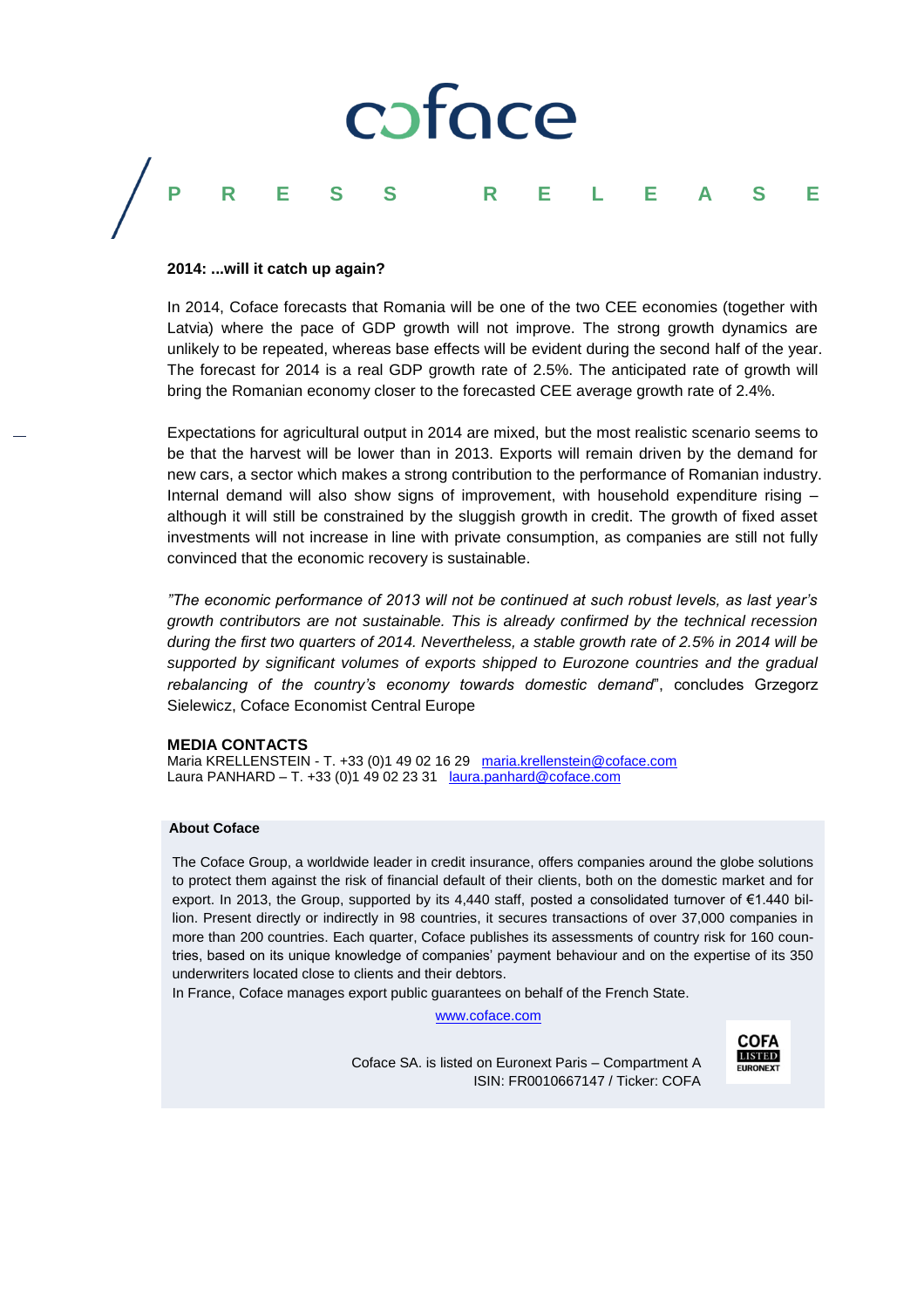**2014: ...will it catch up again?**

In 2014, Coface forecasts that Romania will be one of the two CEE economies (together with Latvia) where the pace of GDP growth will not improve. The strong growth dynamics are unlikely to be repeated, whereas base effects will be evident during the second half of the year. The forecast for 2014 is a real GDP growth rate of 2.5%. The anticipated rate of growth will bring the Romanian economy closer to the forecasted CEE average growth rate of 2.4%.

Expectations for agricultural output in 2014 are mixed, but the most realistic scenario seems to be that the harvest will be lower than in 2013. Exports will remain driven by the demand for new cars, a sector which makes a strong contribution to the performance of Romanian industry. Internal demand will also show signs of improvement, with household expenditure rising – although it will still be constrained by the sluggish growth in credit. The growth of fixed asset investments will not increase in line with private consumption, as companies are still not fully convinced that the economic recovery is sustainable.

*"The economic performance of 2013 will not be continued at such robust levels, as last year's growth contributors are not sustainable. This is already confirmed by the technical recession during the first two quarters of 2014. Nevertheless, a stable growth rate of 2.5% in 2014 will be supported by significant volumes of exports shipped to Eurozone countries and the gradual rebalancing of the country's economy towards domestic demand*", concludes Grzegorz Sielewicz, Coface Economist Central Europe

**MEDIA CONTACTS**
Maria KRELLENSTEIN - T. +33 (0)1 49 02 16 29 maria.krellenstein@coface.com
Laura PANHARD – T. +33 (0)1 49 02 23 31 laura.panhard@coface.com

**About Coface**

The Coface Group, a worldwide leader in credit insurance, offers companies around the globe solutions to protect them against the risk of financial default of their clients, both on the domestic market and for export. In 2013, the Group, supported by its 4,440 staff, posted a consolidated turnover of €1.440 billion. Present directly or indirectly in 98 countries, it secures transactions of over 37,000 companies in more than 200 countries. Each quarter, Coface publishes its assessments of country risk for 160 countries, based on its unique knowledge of companies' payment behaviour and on the expertise of its 350 underwriters located close to clients and their debtors.
In France, Coface manages export public guarantees on behalf of the French State.

www.coface.com

Coface SA. is listed on Euronext Paris – Compartment A
ISIN: FR0010667147 / Ticker: COFA

COFA LISTED EURONEXT